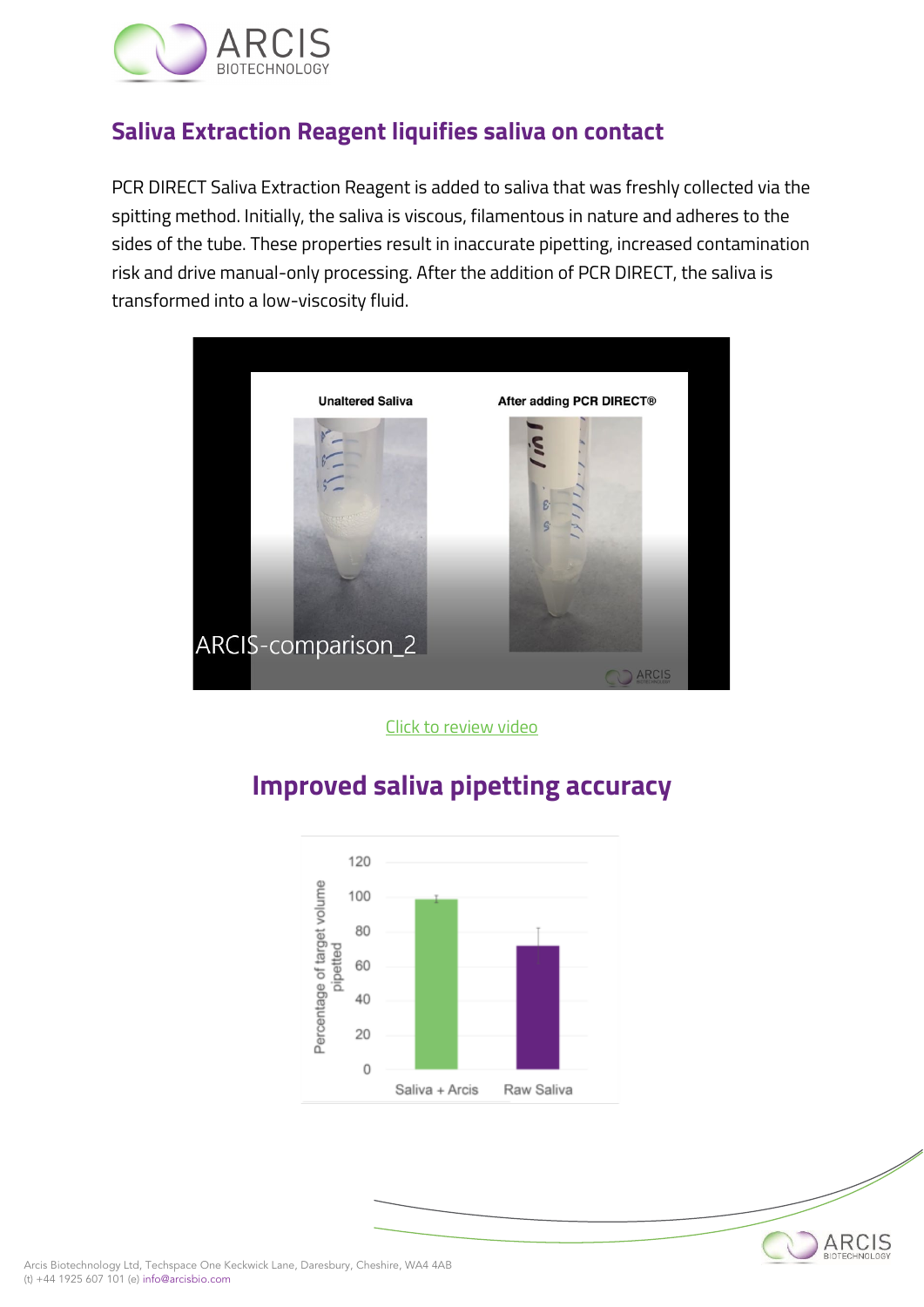## Saliva Extraction Reagent liquifies saliva on contact

PCR DIRECT Saliva Extraction Reagent is added to saliva that was freshly collected via the spitting method. Initially, the saliva is viscous, filamentous in nature and adheres to the sides of the tube. These properties result in inaccurate pipetting, increased contamination risk and drive manual-only processing. After the addition of PCR DIRECT, the saliva is transformed into a low-viscosity fluid.

Click to review video

## Improved saliva pipetting accuracy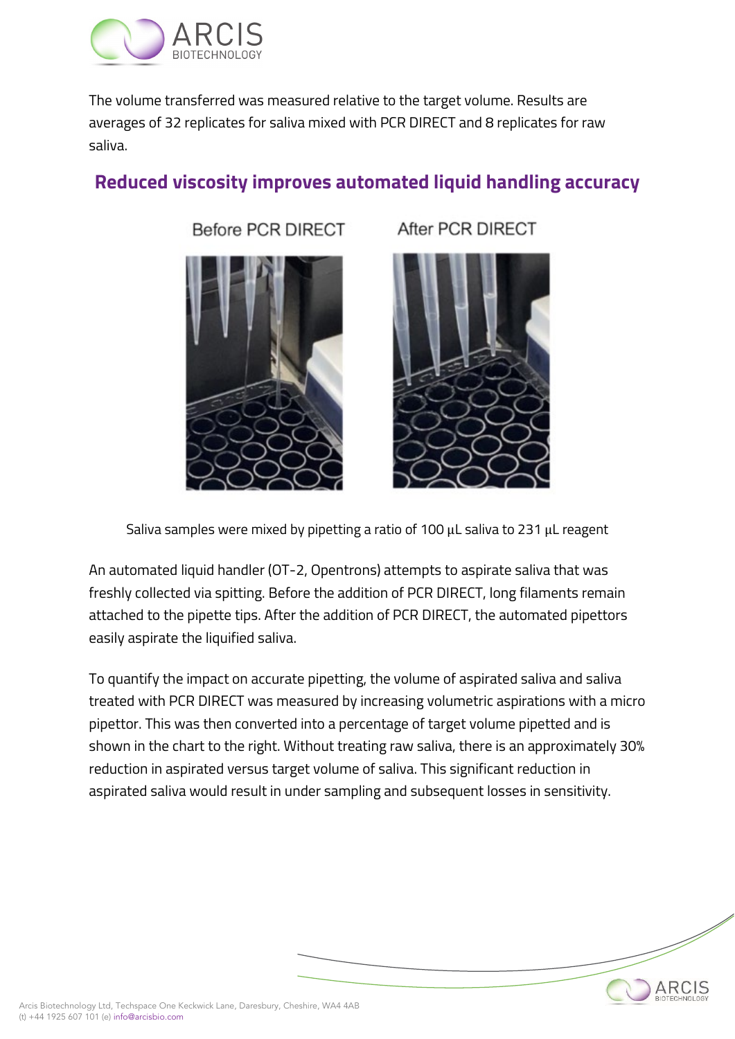The volume transferred was measured relative to the target volume. Results are averages of 32 replicates for saliva mixed with PCR DIRECT and 8 replicates for raw saliva.

## Reduced viscosity improves automated liquid handling accuracy

Before PCR DIRECT

After PCR DIRECT

Saliva samples were mixed by pipetting a ratio of 100 µL saliva to 231 µL reagent

An automated liquid handler (OT-2, Opentrons) attempts to aspirate saliva that was freshly collected via spitting. Before the addition of PCR DIRECT, long filaments remain attached to the pipette tips. After the addition of PCR DIRECT, the automated pipettors easily aspirate the liquified saliva.

To quantify the impact on accurate pipetting, the volume of aspirated saliva and saliva treated with PCR DIRECT was measured by increasing volumetric aspirations with a micro pipettor. This was then converted into a percentage of target volume pipetted and is shown in the chart to the right. Without treating raw saliva, there is an approximately 30% reduction in aspirated versus target volume of saliva. This significant reduction in aspirated saliva would result in under sampling and subsequent losses in sensitivity.